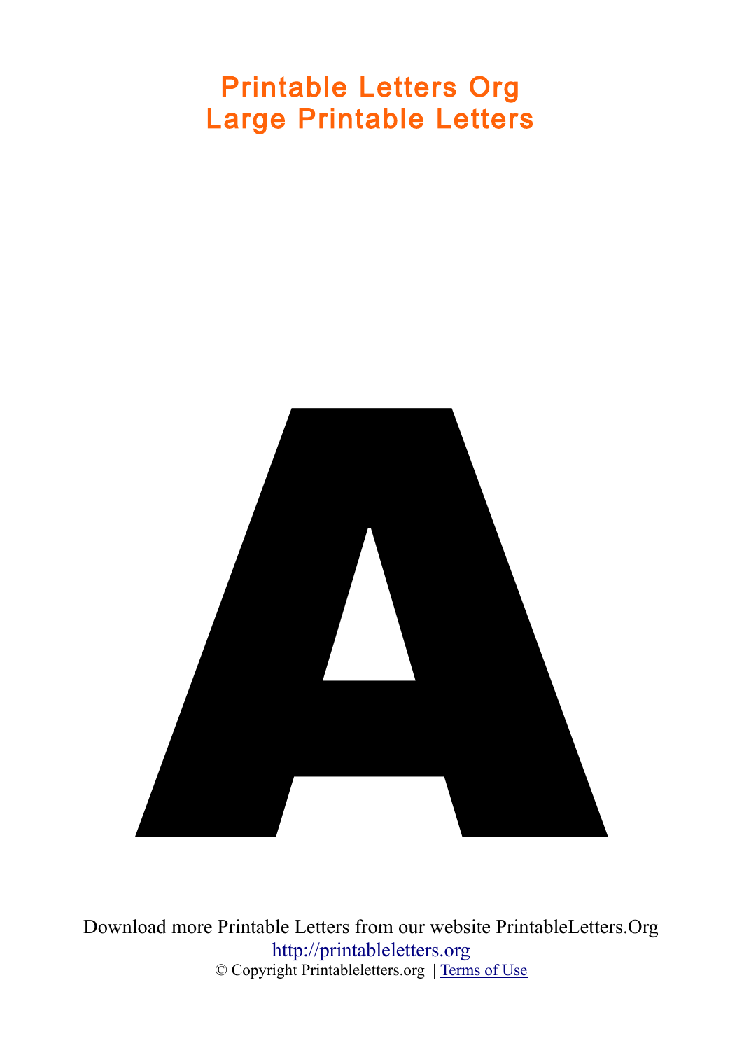# Printable Letters Org
# Large Printable Letters

# A

Download more Printable Letters from our website PrintableLetters.Org

http://printableletters.org

© Copyright Printableletters.org | Terms of Use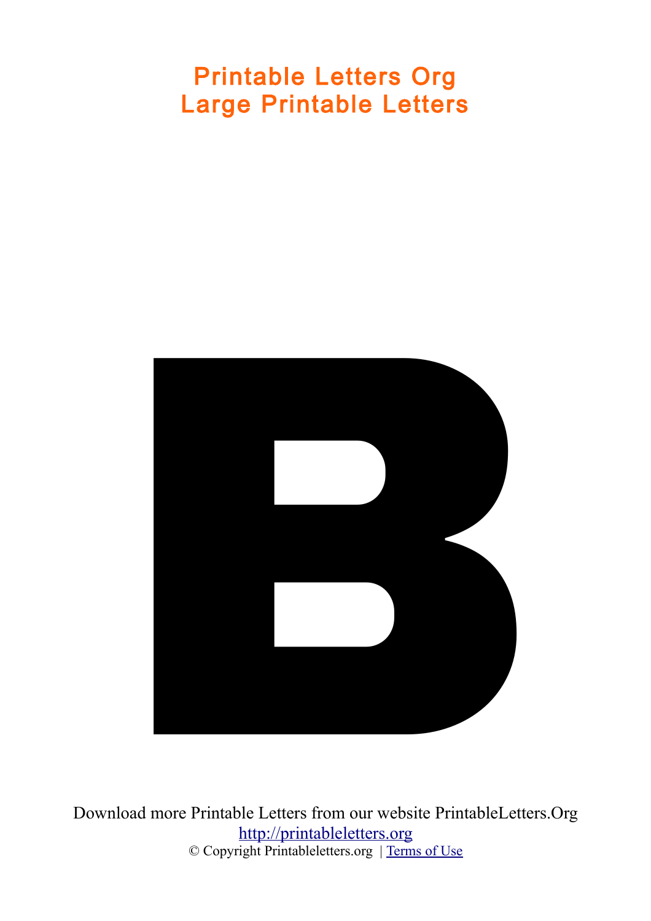# Printable Letters Org
# Large Printable Letters

B

Download more Printable Letters from our website PrintableLetters.Org
[http://printableletters.org](http://printableletters.org)
© Copyright Printableletters.org | [Terms of Use]()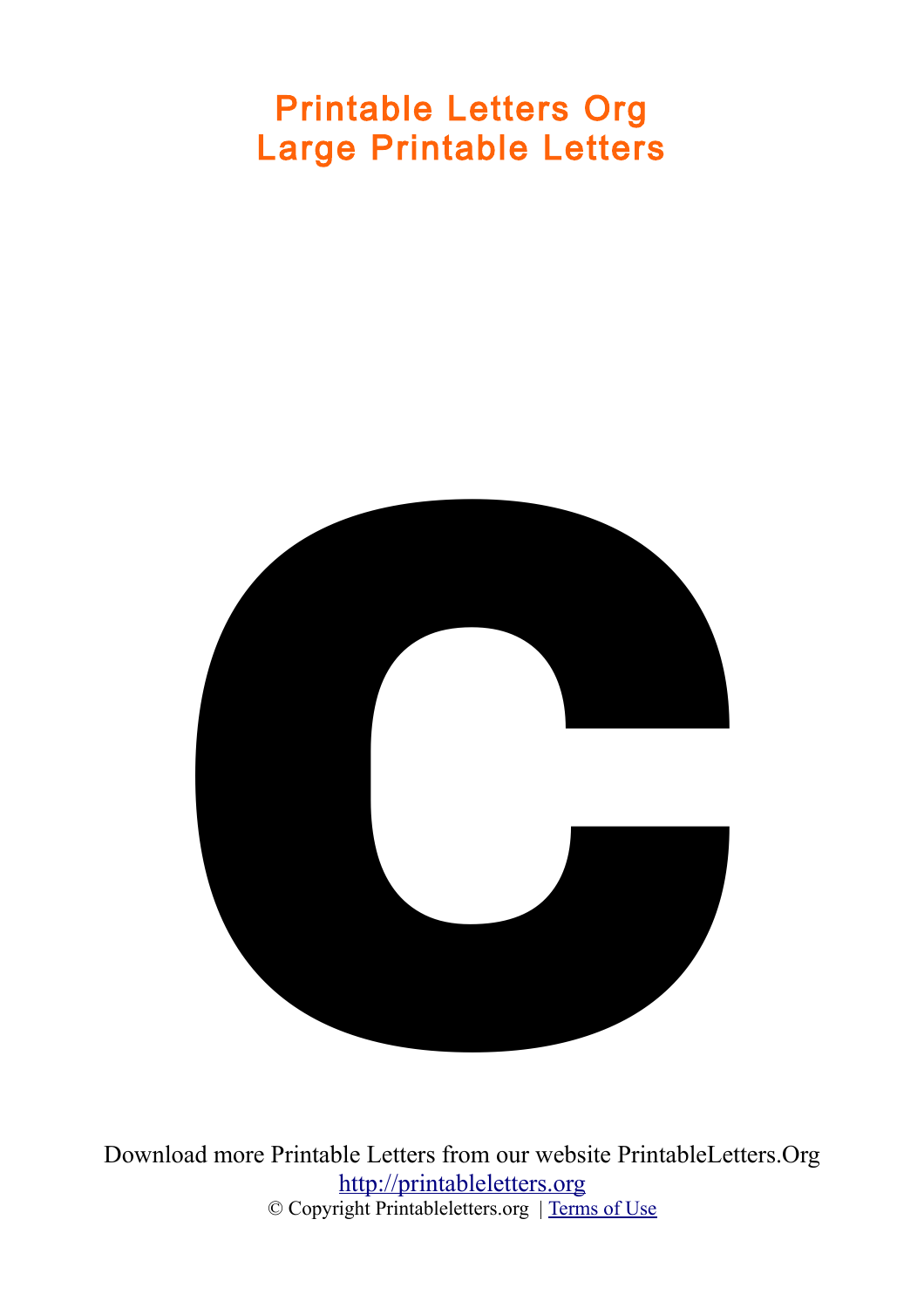# Printable Letters Org
# Large Printable Letters

c

Download more Printable Letters from our website PrintableLetters.Org
[http://printableletters.org](http://printableletters.org)
© Copyright Printableletters.org | [Terms of Use]()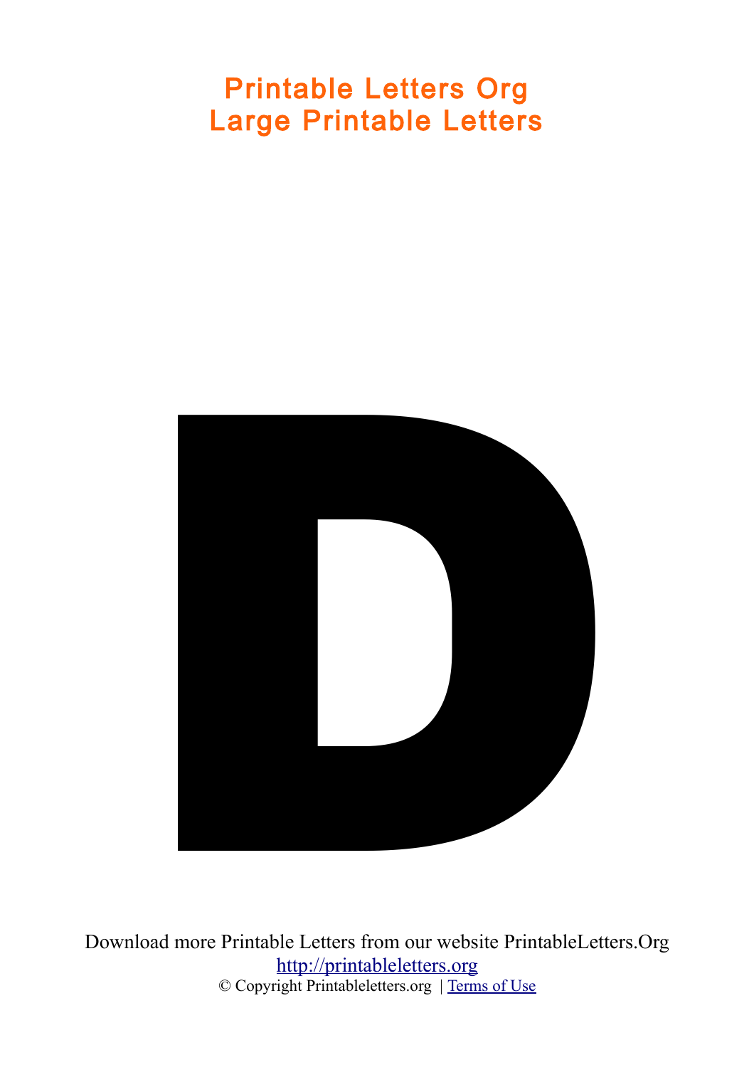# Printable Letters Org
# Large Printable Letters

# D

Download more Printable Letters from our website PrintableLetters.Org
[http://printableletters.org](http://printableletters.org)
© Copyright Printableletters.org | [Terms of Use]()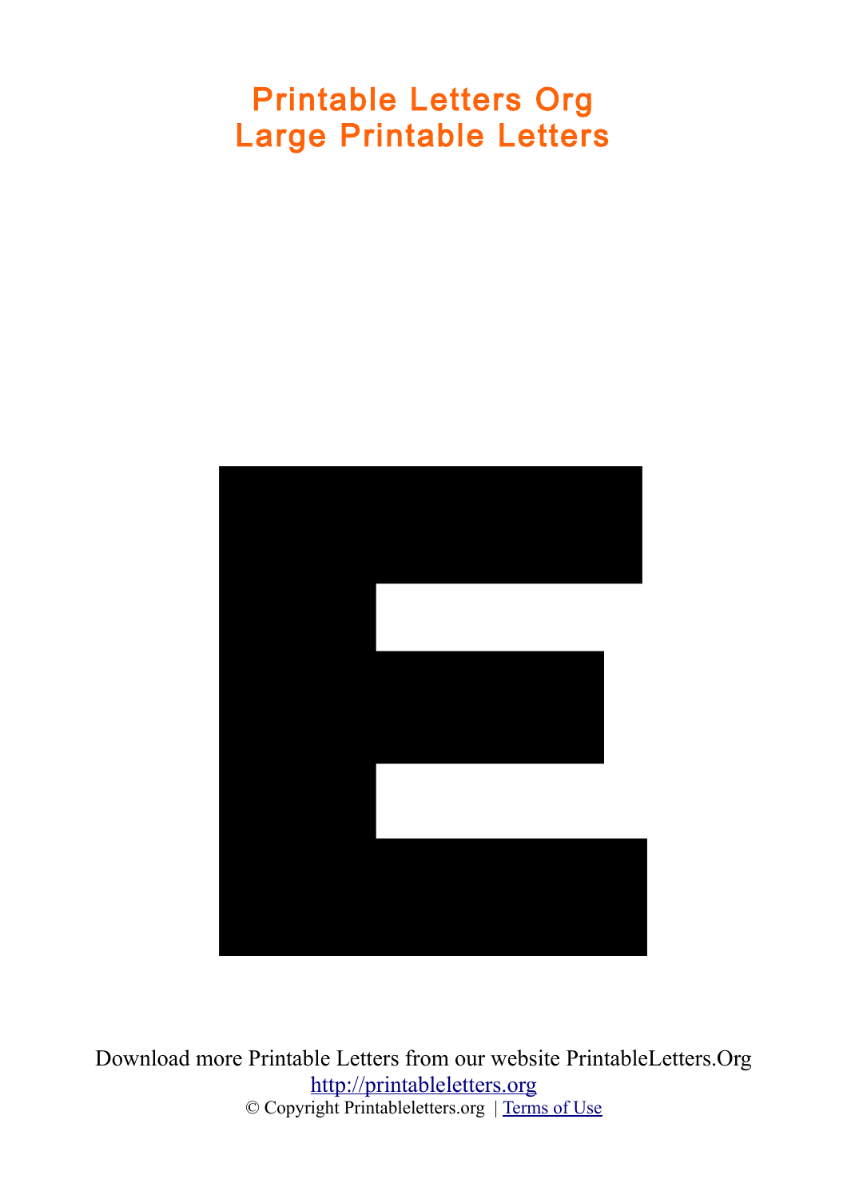# Printable Letters Org
# Large Printable Letters

E

Download more Printable Letters from our website PrintableLetters.Org
http://printableletters.org
© Copyright Printableletters.org | Terms of Use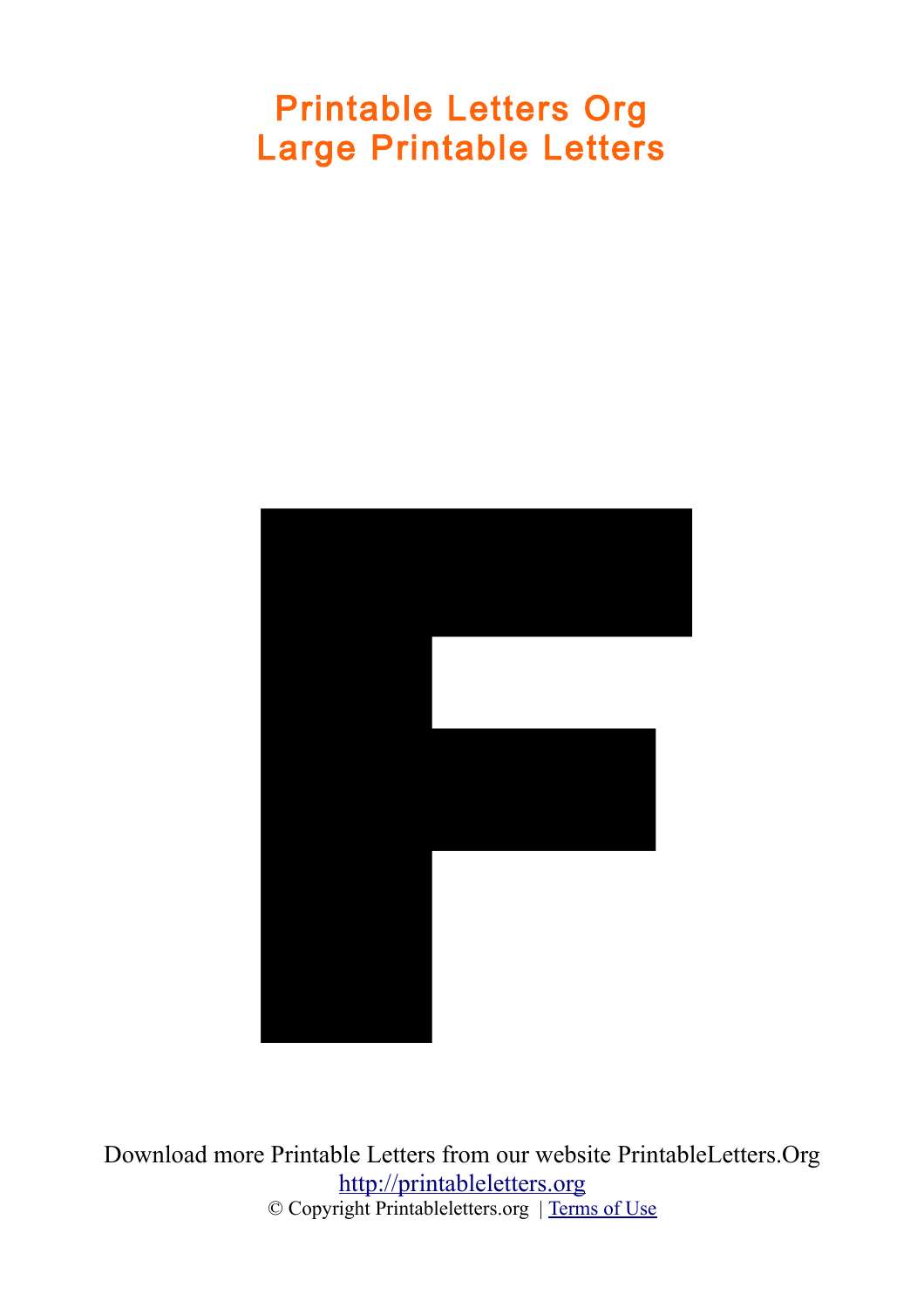# Printable Letters Org
# Large Printable Letters

F

Download more Printable Letters from our website PrintableLetters.Org
http://printableletters.org
© Copyright Printableletters.org | Terms of Use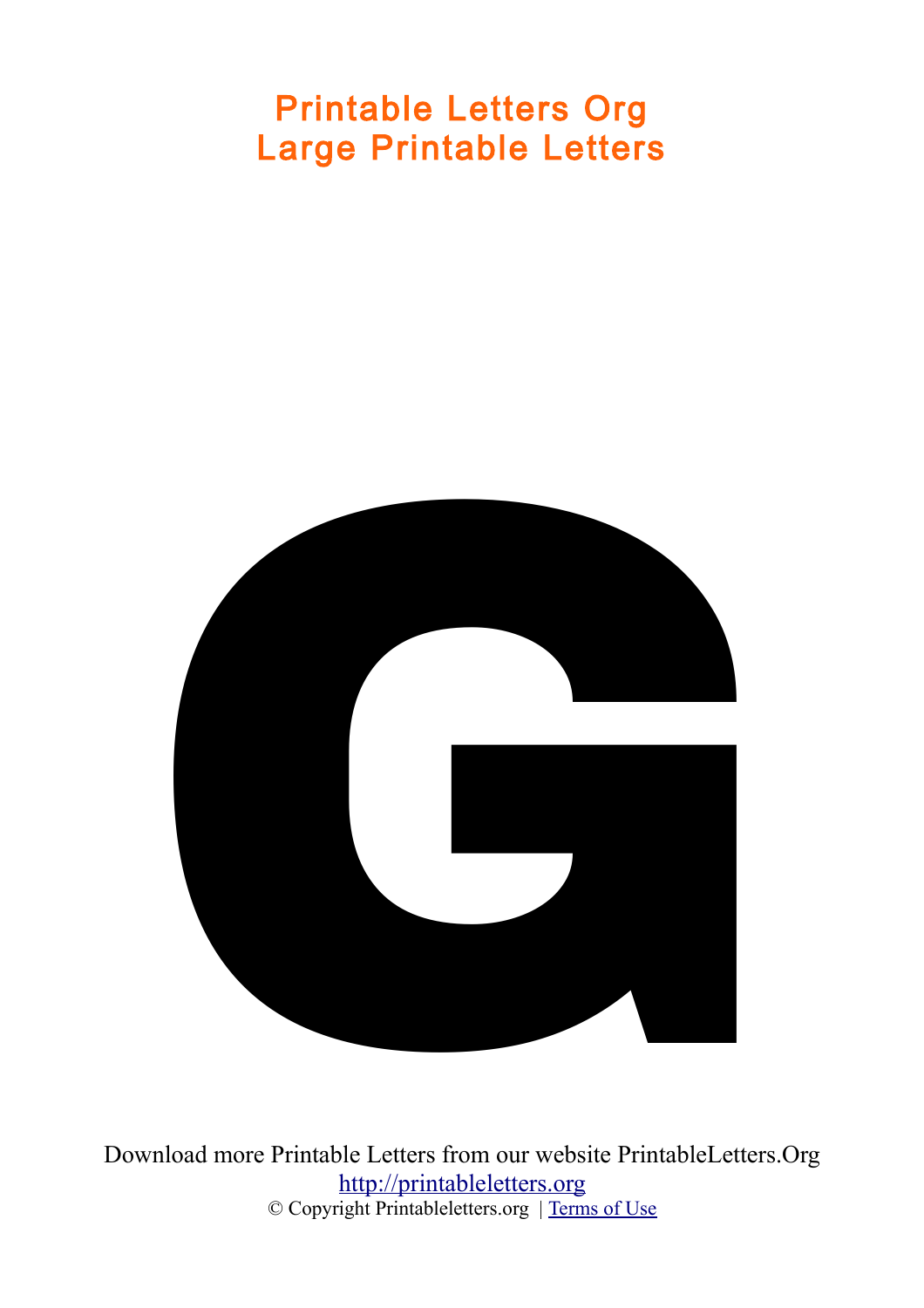# Printable Letters Org
# Large Printable Letters

G

Download more Printable Letters from our website PrintableLetters.Org

http://printableletters.org

© Copyright Printableletters.org | Terms of Use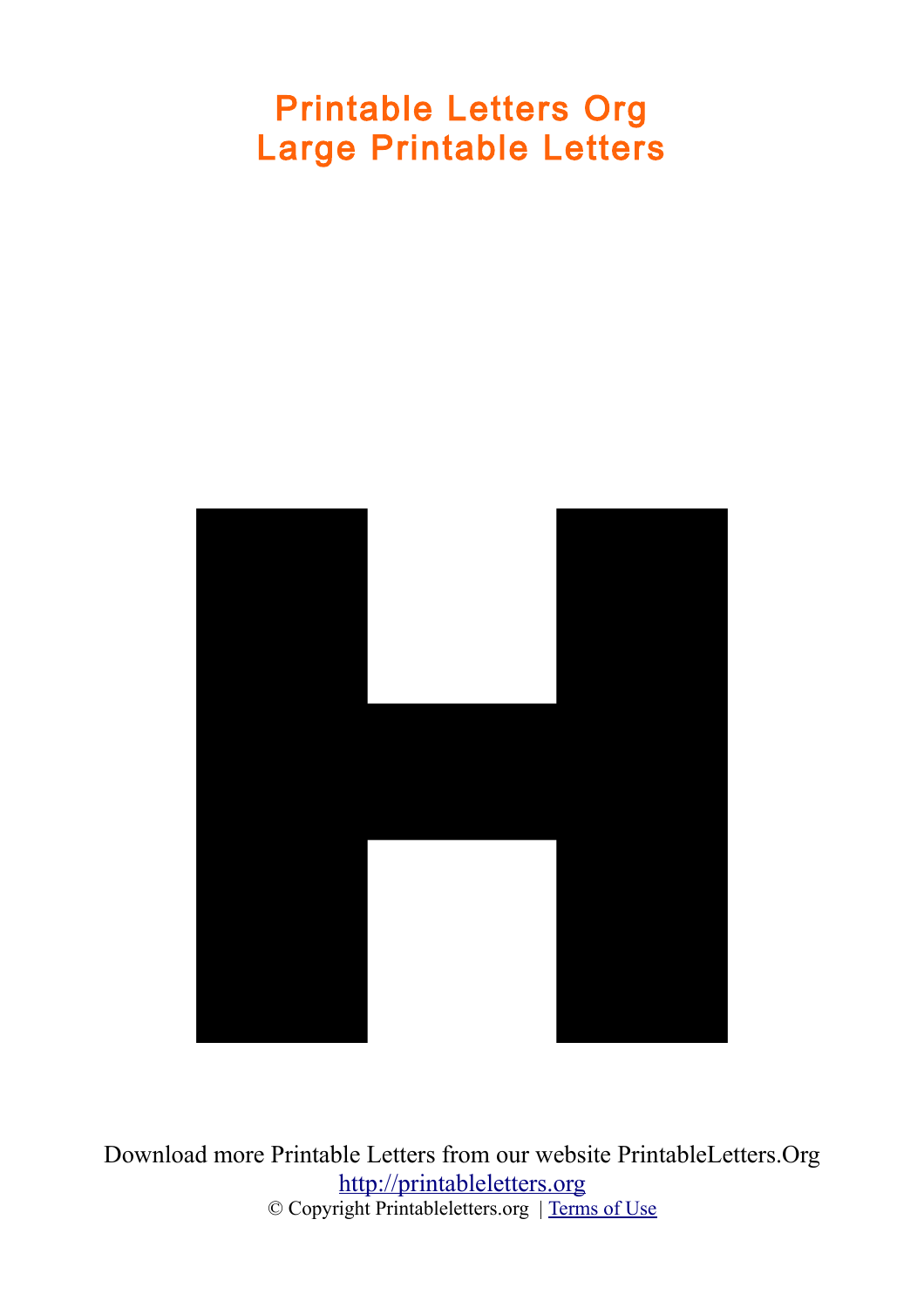# Printable Letters Org
# Large Printable Letters

H

Download more Printable Letters from our website PrintableLetters.Org

http://printableletters.org

© Copyright Printableletters.org | Terms of Use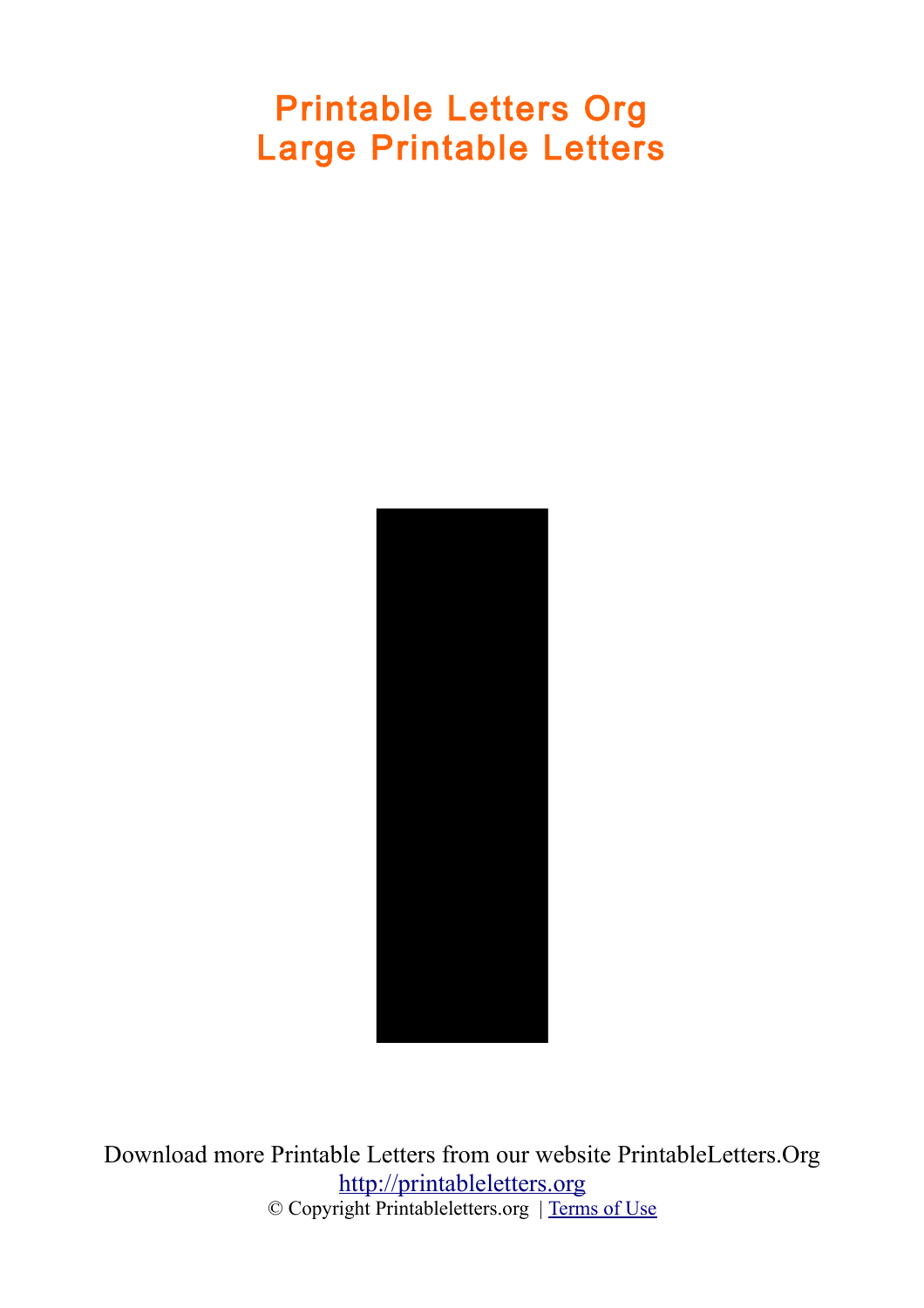# I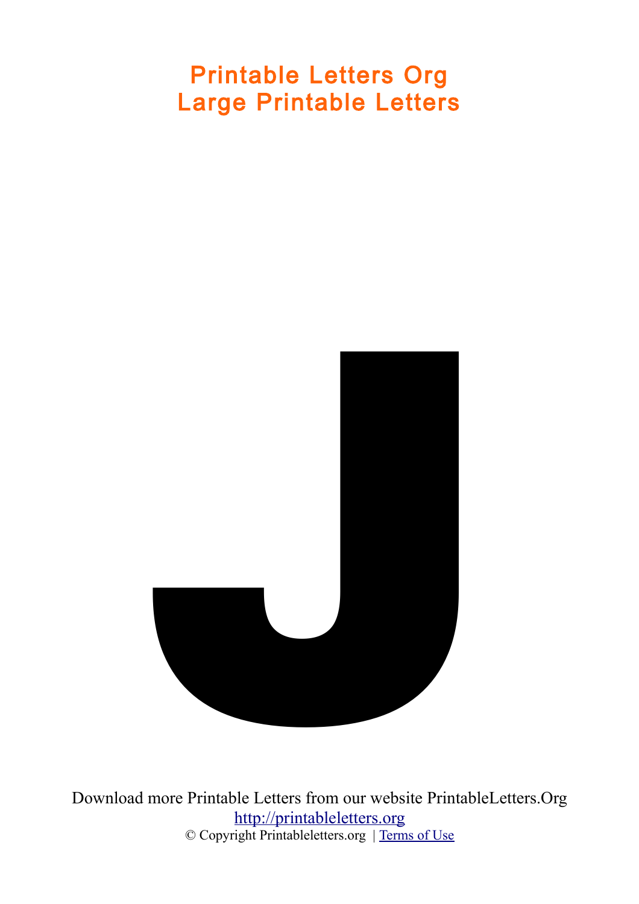# Printable Letters Org
# Large Printable Letters

J

Download more Printable Letters from our website PrintableLetters.Org
http://printableletters.org
© Copyright Printableletters.org | Terms of Use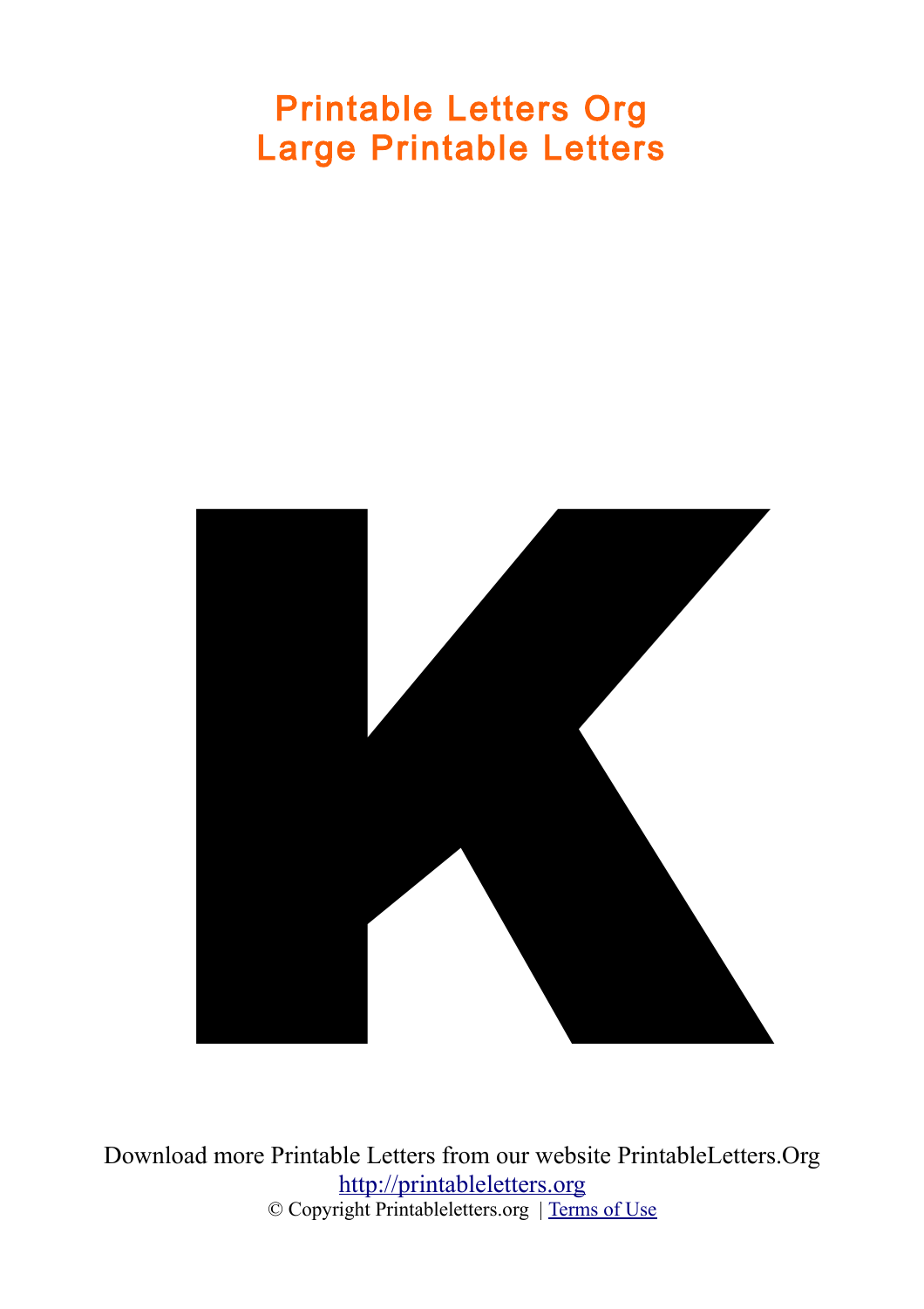# Printable Letters Org
# Large Printable Letters

K

Download more Printable Letters from our website PrintableLetters.Org

http://printableletters.org

© Copyright Printableletters.org | Terms of Use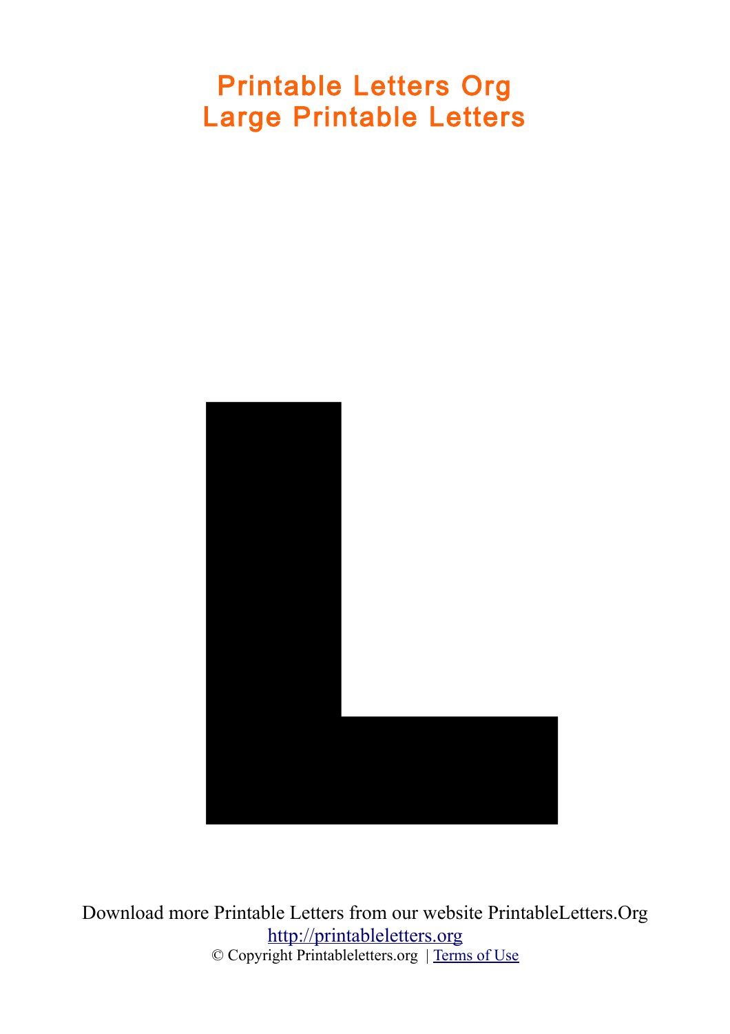# Printable Letters Org
# Large Printable Letters

L

Download more Printable Letters from our website PrintableLetters.Org
http://printableletters.org
© Copyright Printableletters.org | Terms of Use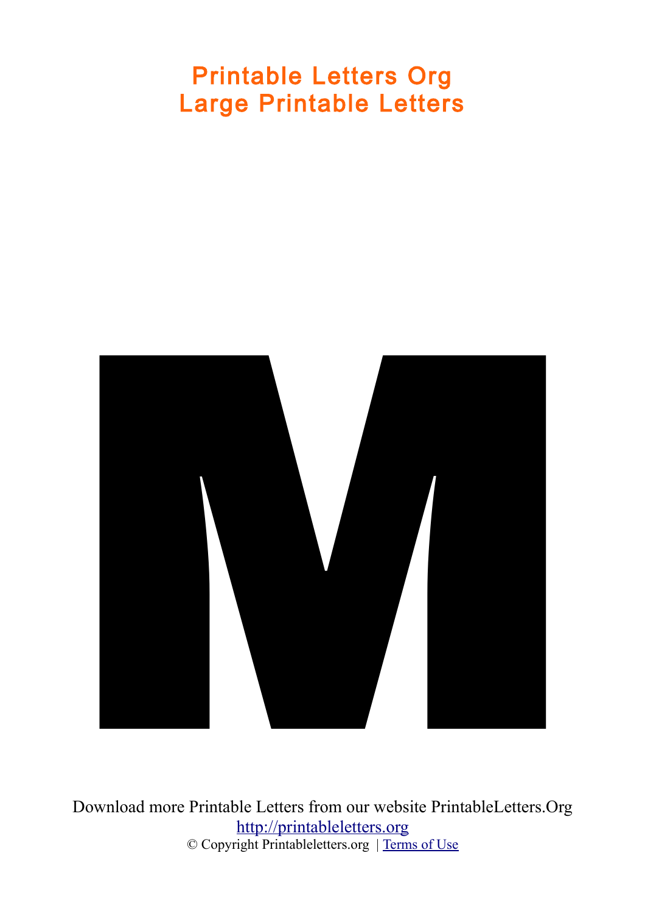# Printable Letters Org
# Large Printable Letters

M

Download more Printable Letters from our website PrintableLetters.Org

[http://printableletters.org](http://printableletters.org)

© Copyright Printableletters.org | [Terms of Use]()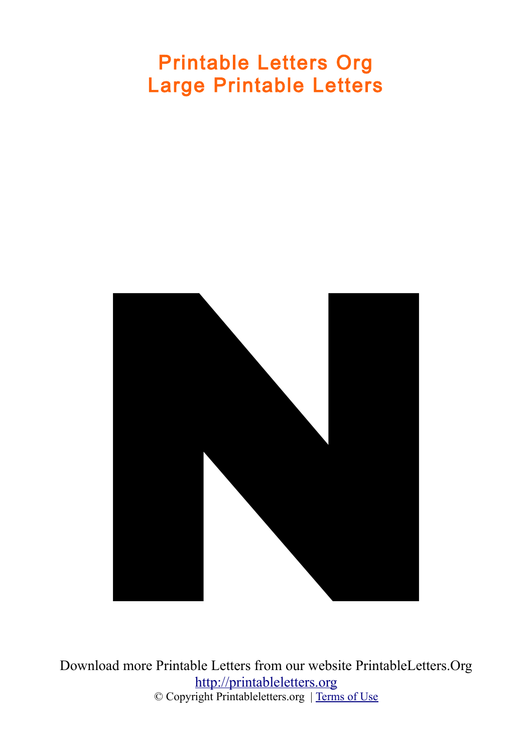# Printable Letters Org
# Large Printable Letters

N

Download more Printable Letters from our website PrintableLetters.Org

http://printableletters.org

© Copyright Printableletters.org | Terms of Use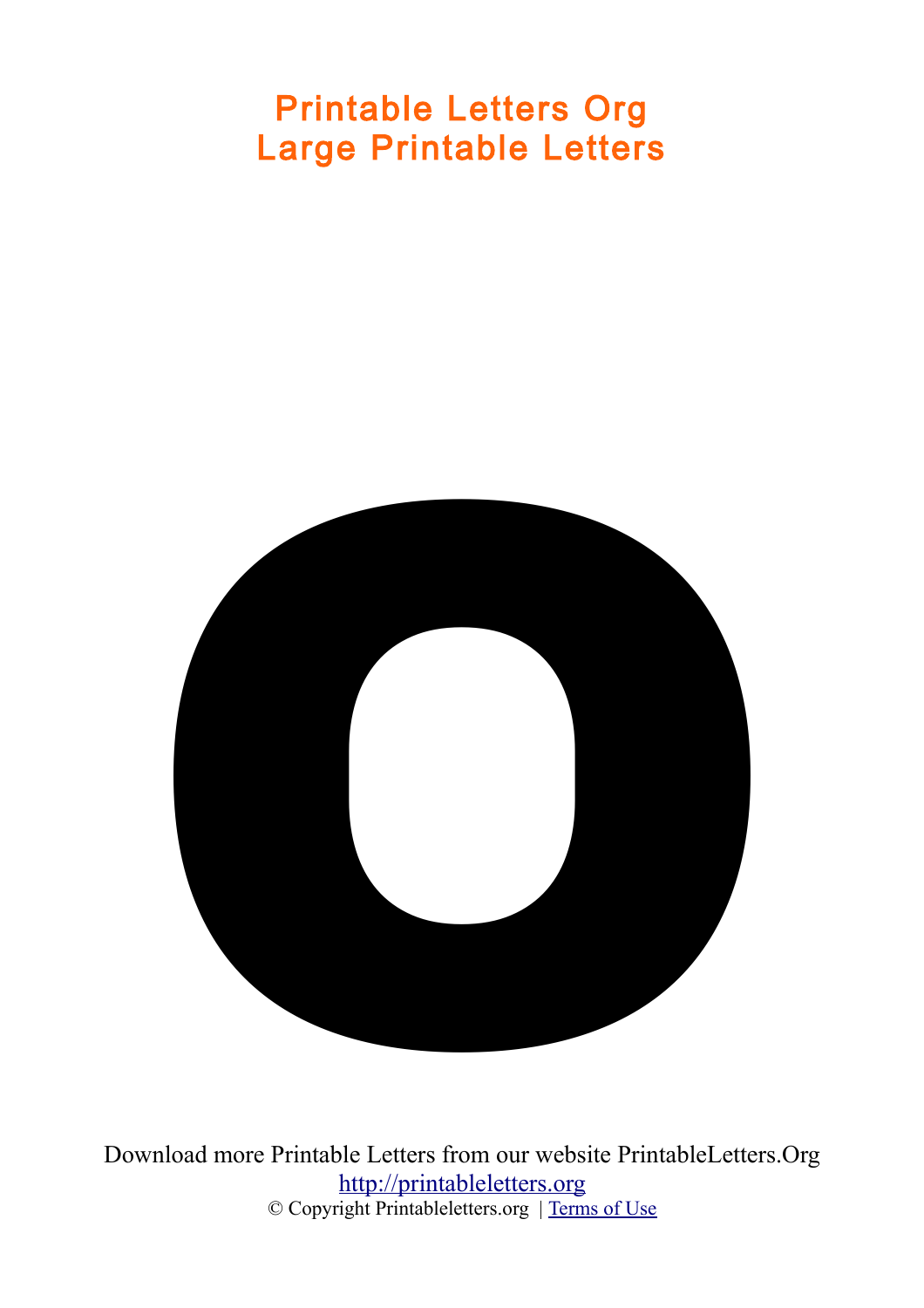# Printable Letters Org
# Large Printable Letters

o

Download more Printable Letters from our website PrintableLetters.Org

http://printableletters.org

© Copyright Printableletters.org | Terms of Use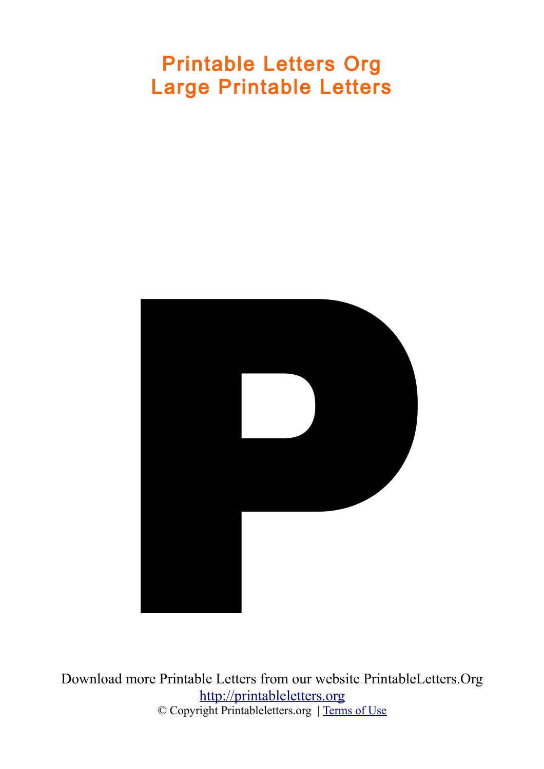# Printable Letters Org
# Large Printable Letters

# P

Download more Printable Letters from our website PrintableLetters.Org
http://printableletters.org
© Copyright Printableletters.org | Terms of Use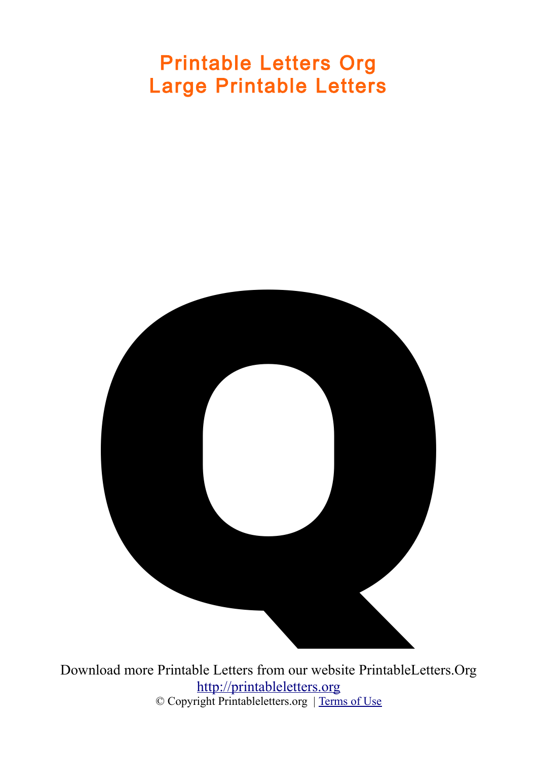# Printable Letters Org
# Large Printable Letters

Q

Download more Printable Letters from our website PrintableLetters.Org

http://printableletters.org

© Copyright Printableletters.org | Terms of Use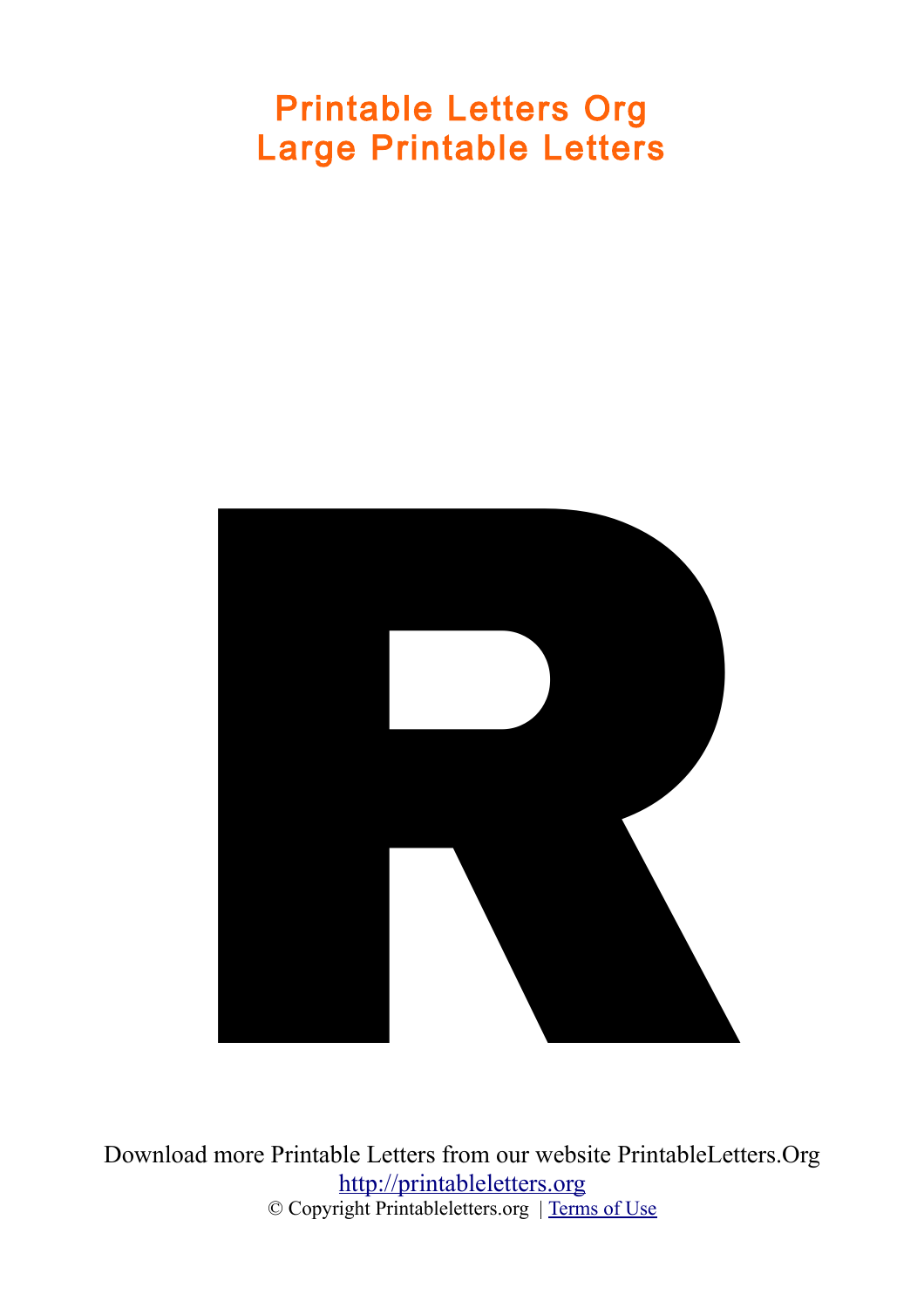# Printable Letters Org
# Large Printable Letters

R

Download more Printable Letters from our website PrintableLetters.Org
[http://printableletters.org](http://printableletters.org)
© Copyright Printableletters.org | [Terms of Use]()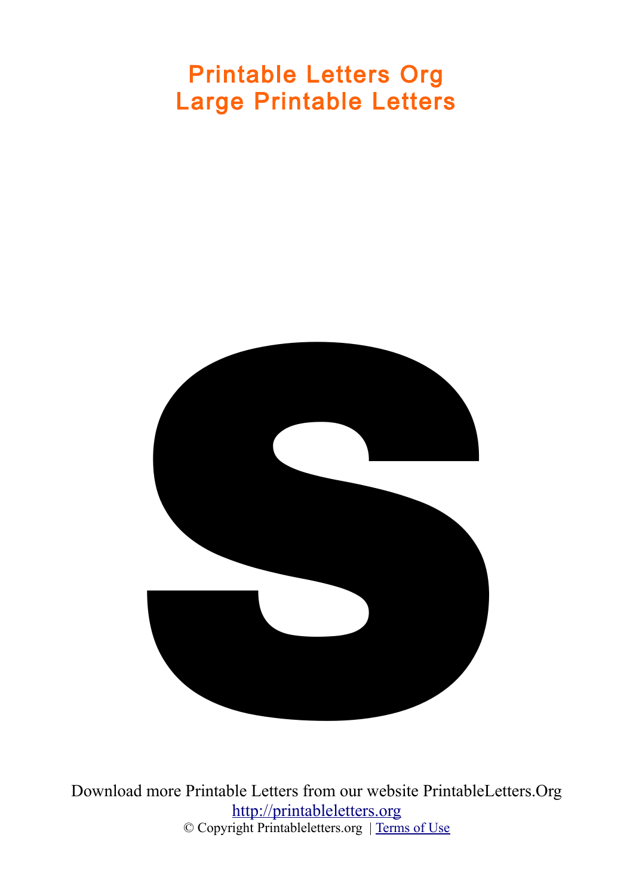# Printable Letters Org
# Large Printable Letters

s

Download more Printable Letters from our website PrintableLetters.Org

http://printableletters.org

© Copyright Printableletters.org | Terms of Use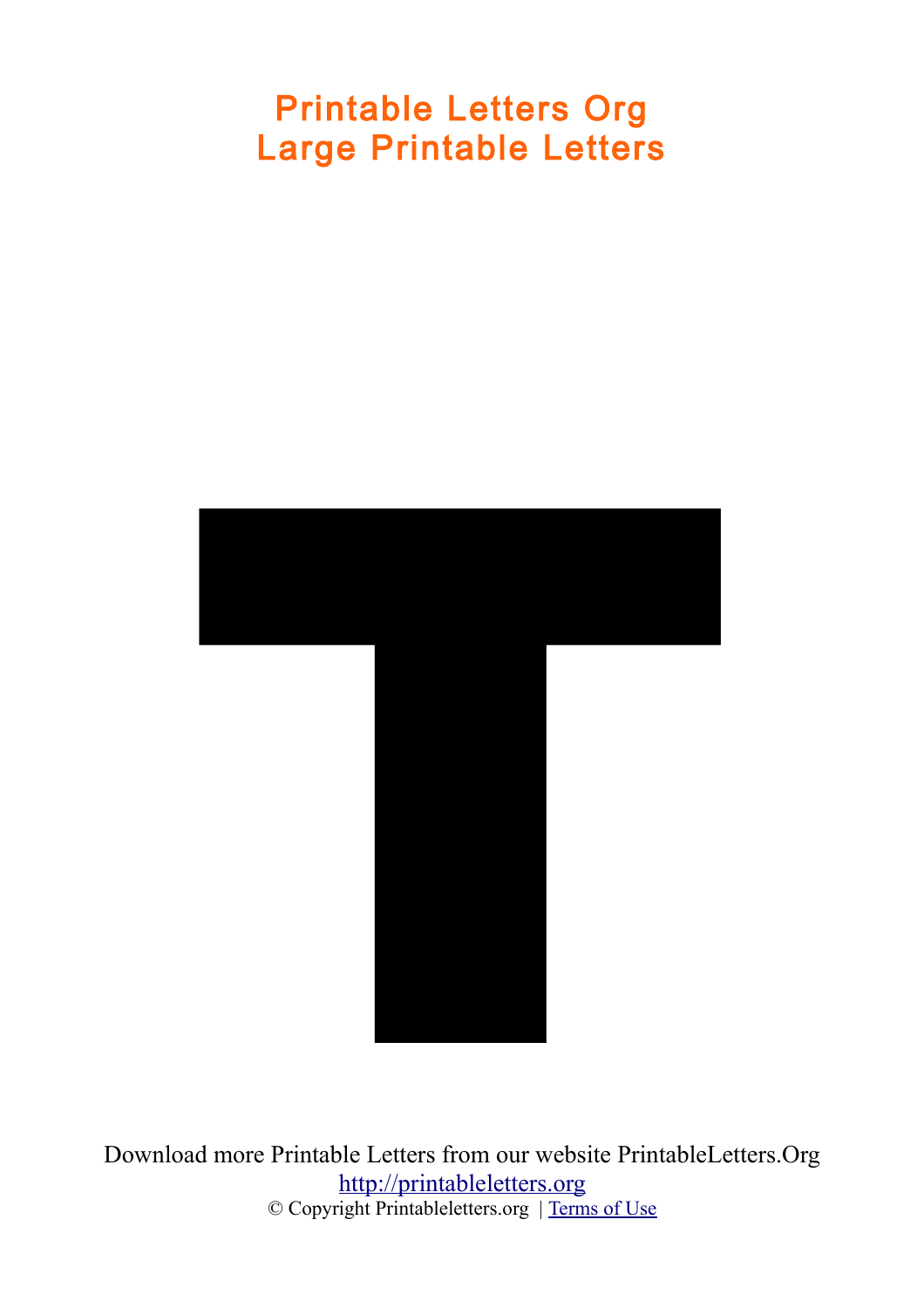# Printable Letters Org
# Large Printable Letters

# T

Download more Printable Letters from our website PrintableLetters.Org

[http://printableletters.org](http://printableletters.org)

© Copyright Printableletters.org | Terms of Use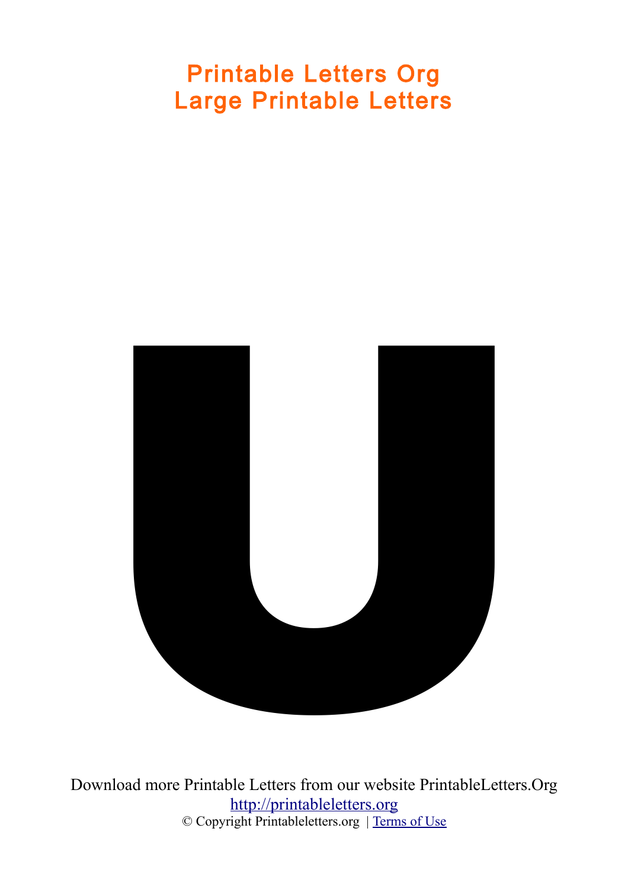# Printable Letters Org
# Large Printable Letters

u

Download more Printable Letters from our website PrintableLetters.Org
http://printableletters.org
© Copyright Printableletters.org | Terms of Use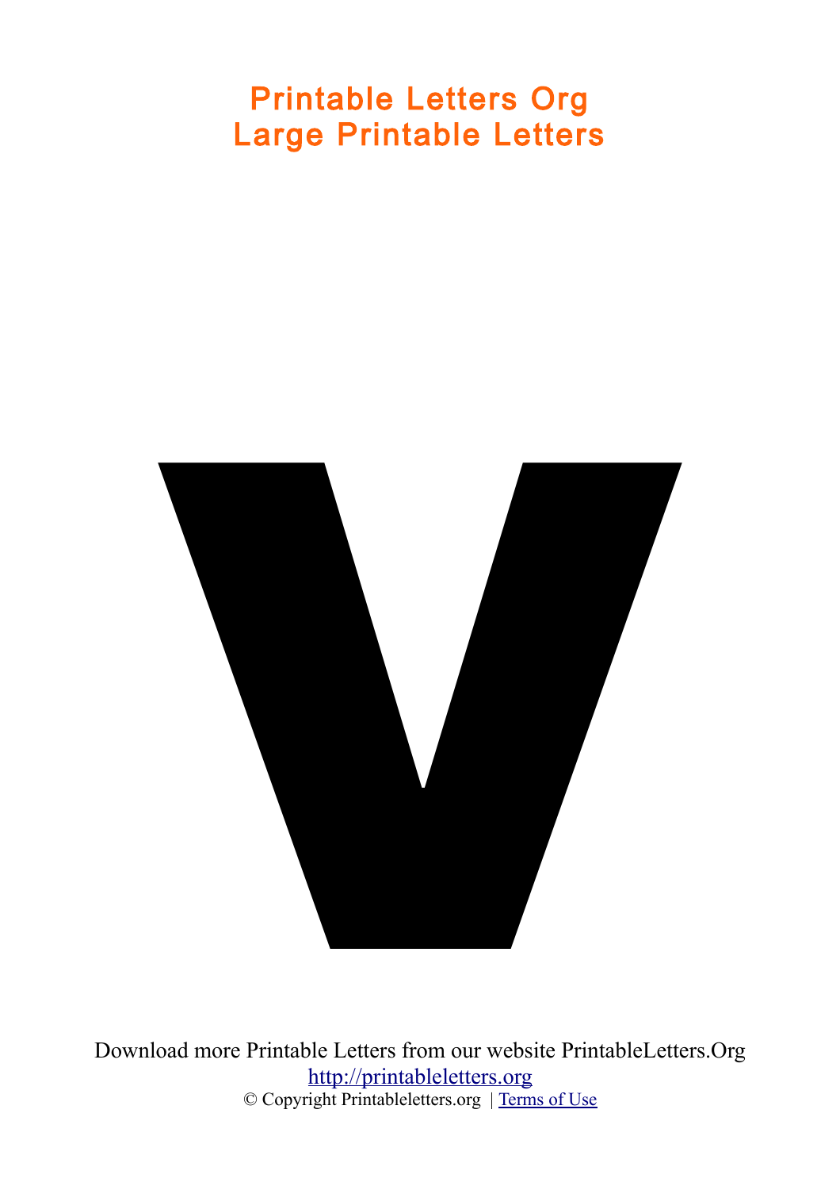# Printable Letters Org
# Large Printable Letters

v

Download more Printable Letters from our website PrintableLetters.Org

http://printableletters.org

© Copyright Printableletters.org | Terms of Use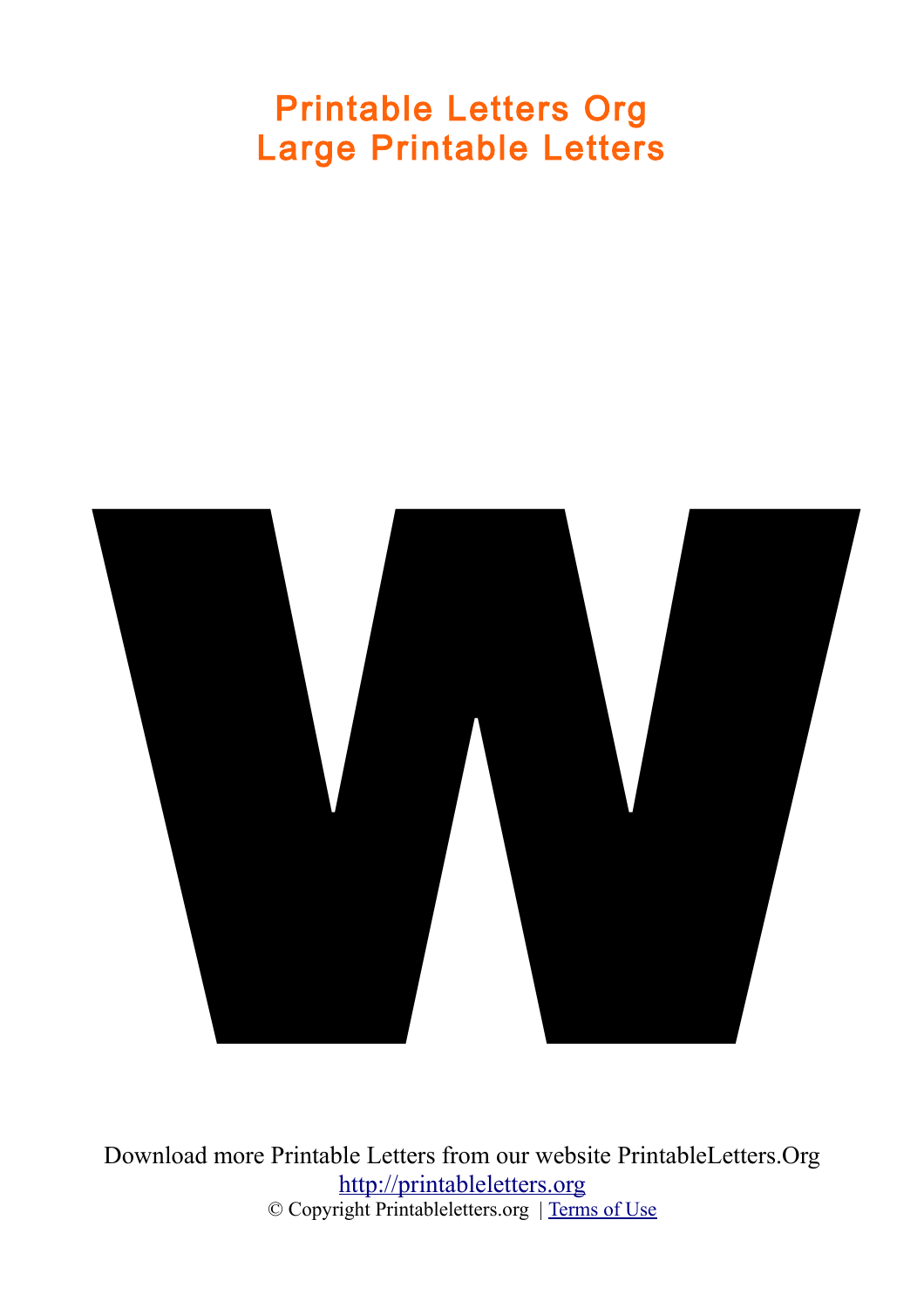# Printable Letters Org
# Large Printable Letters

w

Download more Printable Letters from our website PrintableLetters.Org
[http://printableletters.org](http://printableletters.org)
© Copyright Printableletters.org | Terms of Use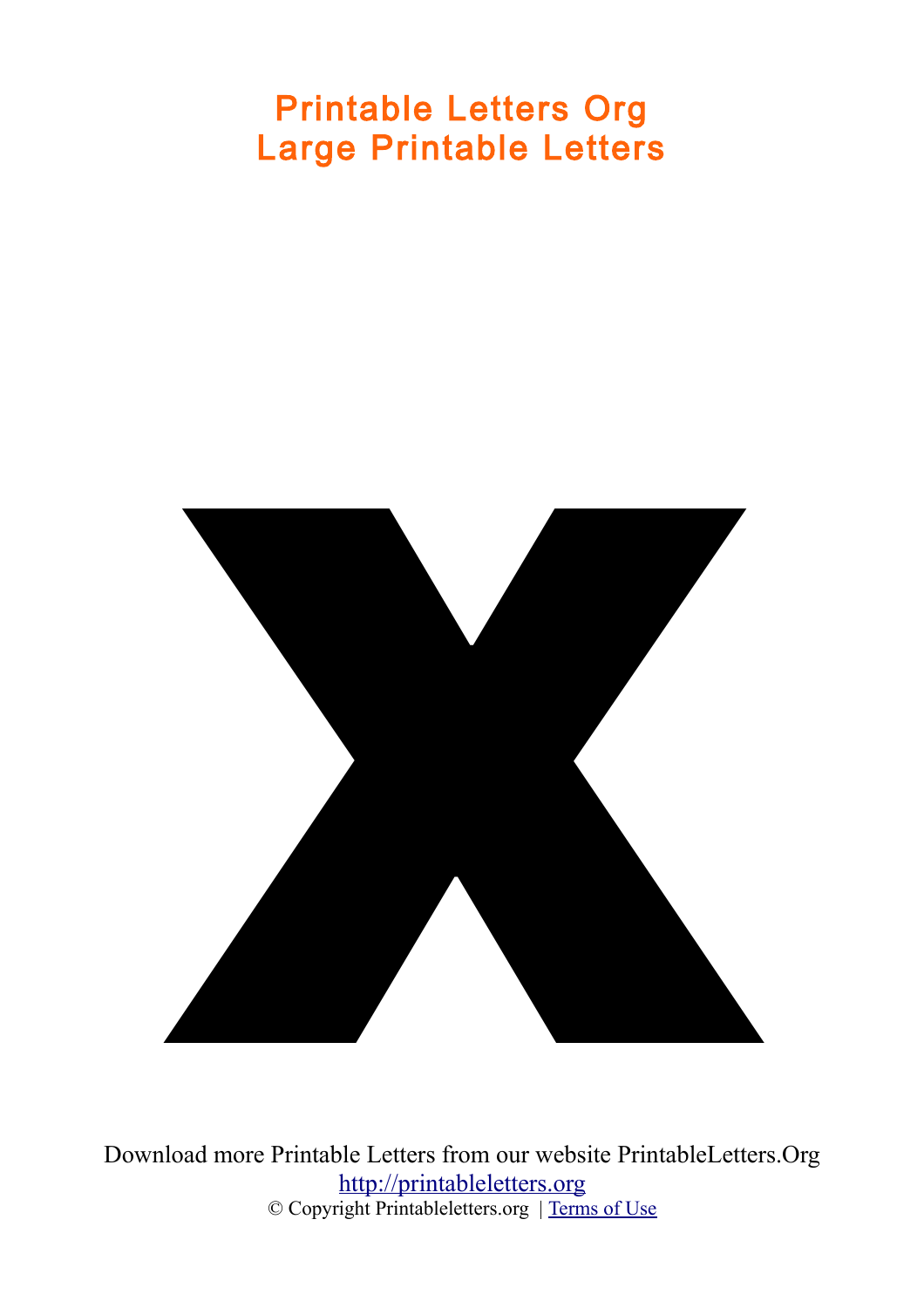# Printable Letters Org
# Large Printable Letters

x

Download more Printable Letters from our website PrintableLetters.Org

http://printableletters.org

© Copyright Printableletters.org | Terms of Use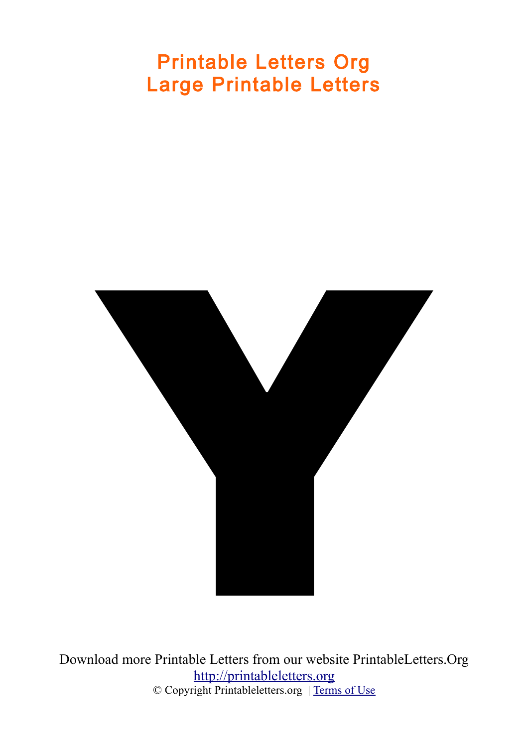# Printable Letters Org
# Large Printable Letters

# Y

Download more Printable Letters from our website PrintableLetters.Org

http://printableletters.org

© Copyright Printableletters.org | Terms of Use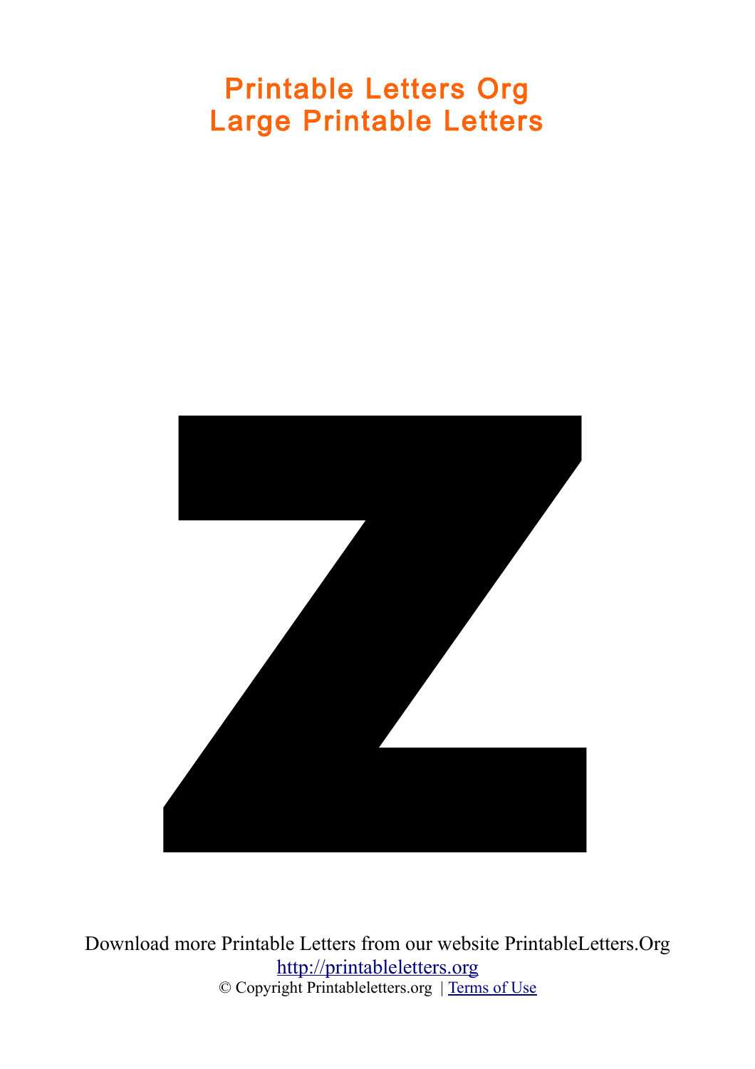# Printable Letters Org
# Large Printable Letters

z

Download more Printable Letters from our website PrintableLetters.Org

http://printableletters.org

© Copyright Printableletters.org | Terms of Use